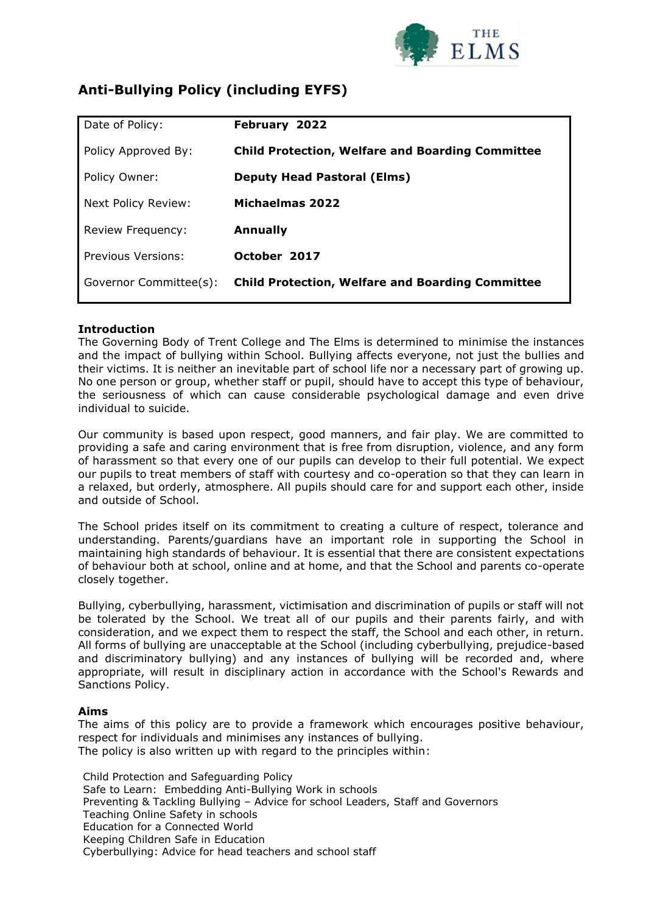# Anti-Bullying Policy (including EYFS)

| Date of Policy: | **February 2022** |
|---|---|
| Policy Approved By: | **Child Protection, Welfare and Boarding Committee** |
| Policy Owner: | **Deputy Head Pastoral (Elms)** |
| Next Policy Review: | **Michaelmas 2022** |
| Review Frequency: | **Annually** |
| Previous Versions: | **October 2017** |
| Governor Committee(s): | **Child Protection, Welfare and Boarding Committee** |

**Introduction**
The Governing Body of Trent College and The Elms is determined to minimise the instances and the impact of bullying within School. Bullying affects everyone, not just the bullies and their victims. It is neither an inevitable part of school life nor a necessary part of growing up. No one person or group, whether staff or pupil, should have to accept this type of behaviour, the seriousness of which can cause considerable psychological damage and even drive individual to suicide.

Our community is based upon respect, good manners, and fair play. We are committed to providing a safe and caring environment that is free from disruption, violence, and any form of harassment so that every one of our pupils can develop to their full potential. We expect our pupils to treat members of staff with courtesy and co-operation so that they can learn in a relaxed, but orderly, atmosphere. All pupils should care for and support each other, inside and outside of School.

The School prides itself on its commitment to creating a culture of respect, tolerance and understanding. Parents/guardians have an important role in supporting the School in maintaining high standards of behaviour. It is essential that there are consistent expectations of behaviour both at school, online and at home, and that the School and parents co-operate closely together.

Bullying, cyberbullying, harassment, victimisation and discrimination of pupils or staff will not be tolerated by the School. We treat all of our pupils and their parents fairly, and with consideration, and we expect them to respect the staff, the School and each other, in return. All forms of bullying are unacceptable at the School (including cyberbullying, prejudice-based and discriminatory bullying) and any instances of bullying will be recorded and, where appropriate, will result in disciplinary action in accordance with the School's Rewards and Sanctions Policy.

**Aims**
The aims of this policy are to provide a framework which encourages positive behaviour, respect for individuals and minimises any instances of bullying.
The policy is also written up with regard to the principles within:

Child Protection and Safeguarding Policy
Safe to Learn: Embedding Anti-Bullying Work in schools
Preventing & Tackling Bullying – Advice for school Leaders, Staff and Governors
Teaching Online Safety in schools
Education for a Connected World
Keeping Children Safe in Education
Cyberbullying: Advice for head teachers and school staff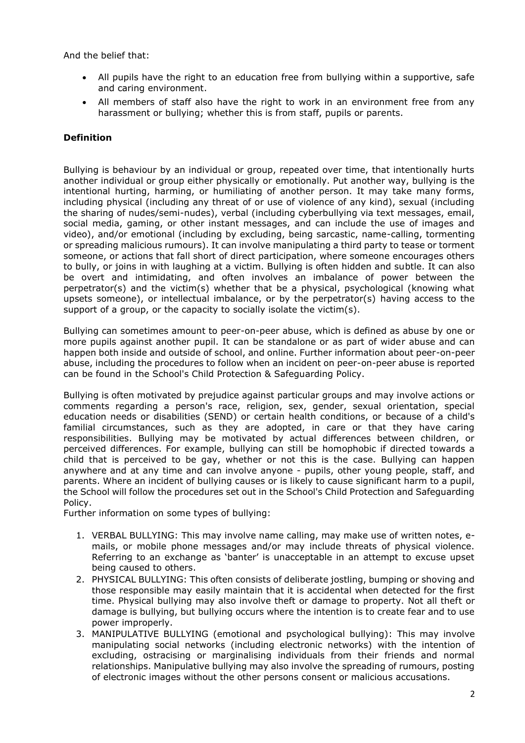And the belief that:

- All pupils have the right to an education free from bullying within a supportive, safe and caring environment.
- All members of staff also have the right to work in an environment free from any harassment or bullying; whether this is from staff, pupils or parents.

**Definition**

Bullying is behaviour by an individual or group, repeated over time, that intentionally hurts another individual or group either physically or emotionally. Put another way, bullying is the intentional hurting, harming, or humiliating of another person. It may take many forms, including physical (including any threat of or use of violence of any kind), sexual (including the sharing of nudes/semi-nudes), verbal (including cyberbullying via text messages, email, social media, gaming, or other instant messages, and can include the use of images and video), and/or emotional (including by excluding, being sarcastic, name-calling, tormenting or spreading malicious rumours). It can involve manipulating a third party to tease or torment someone, or actions that fall short of direct participation, where someone encourages others to bully, or joins in with laughing at a victim. Bullying is often hidden and subtle. It can also be overt and intimidating, and often involves an imbalance of power between the perpetrator(s) and the victim(s) whether that be a physical, psychological (knowing what upsets someone), or intellectual imbalance, or by the perpetrator(s) having access to the support of a group, or the capacity to socially isolate the victim(s).

Bullying can sometimes amount to peer-on-peer abuse, which is defined as abuse by one or more pupils against another pupil. It can be standalone or as part of wider abuse and can happen both inside and outside of school, and online. Further information about peer-on-peer abuse, including the procedures to follow when an incident on peer-on-peer abuse is reported can be found in the School's Child Protection & Safeguarding Policy.

Bullying is often motivated by prejudice against particular groups and may involve actions or comments regarding a person's race, religion, sex, gender, sexual orientation, special education needs or disabilities (SEND) or certain health conditions, or because of a child's familial circumstances, such as they are adopted, in care or that they have caring responsibilities. Bullying may be motivated by actual differences between children, or perceived differences. For example, bullying can still be homophobic if directed towards a child that is perceived to be gay, whether or not this is the case. Bullying can happen anywhere and at any time and can involve anyone - pupils, other young people, staff, and parents. Where an incident of bullying causes or is likely to cause significant harm to a pupil, the School will follow the procedures set out in the School's Child Protection and Safeguarding Policy.

Further information on some types of bullying:

1. VERBAL BULLYING: This may involve name calling, may make use of written notes, e-mails, or mobile phone messages and/or may include threats of physical violence. Referring to an exchange as 'banter' is unacceptable in an attempt to excuse upset being caused to others.
2. PHYSICAL BULLYING: This often consists of deliberate jostling, bumping or shoving and those responsible may easily maintain that it is accidental when detected for the first time. Physical bullying may also involve theft or damage to property. Not all theft or damage is bullying, but bullying occurs where the intention is to create fear and to use power improperly.
3. MANIPULATIVE BULLYING (emotional and psychological bullying): This may involve manipulating social networks (including electronic networks) with the intention of excluding, ostracising or marginalising individuals from their friends and normal relationships. Manipulative bullying may also involve the spreading of rumours, posting of electronic images without the other persons consent or malicious accusations.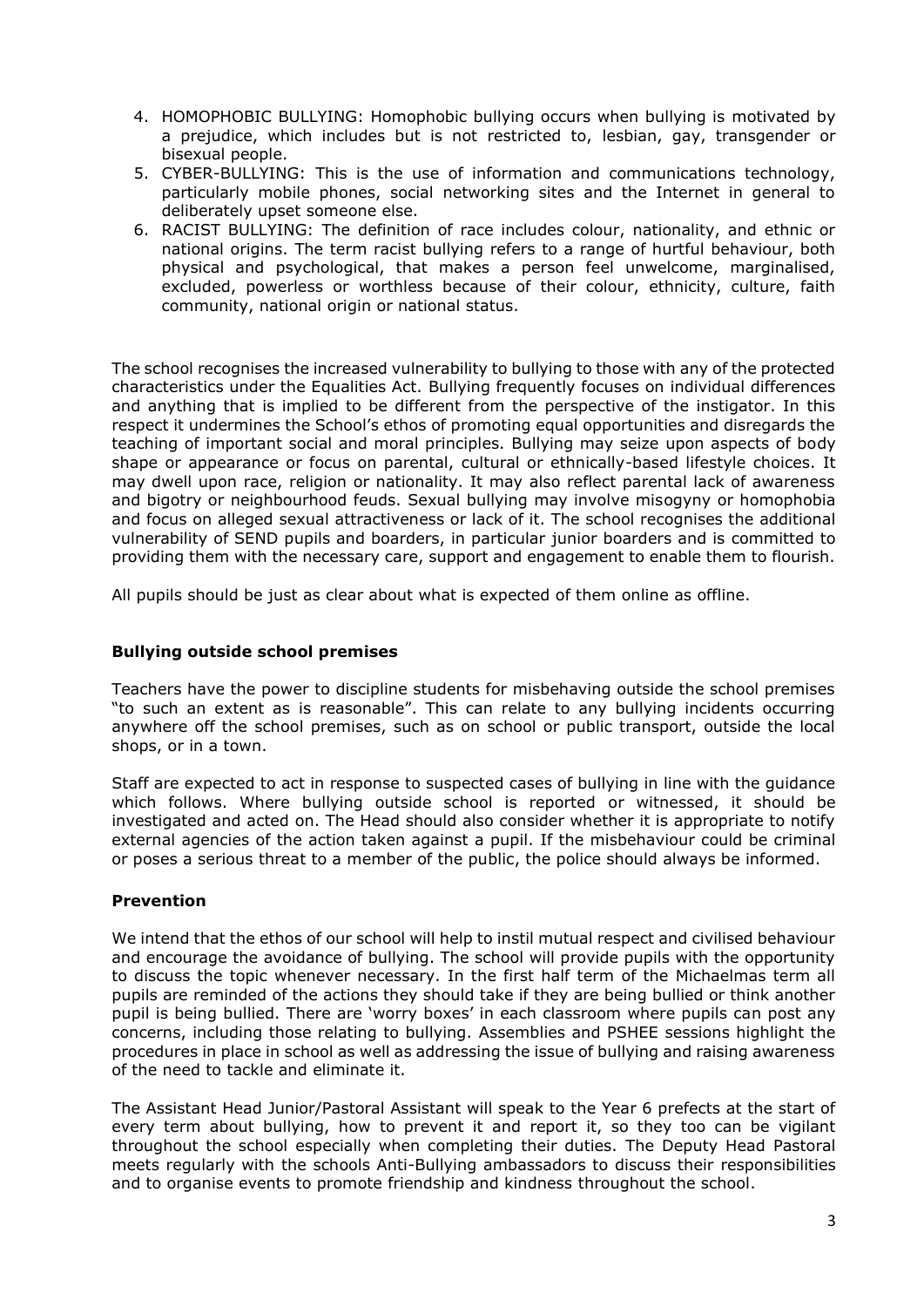4. HOMOPHOBIC BULLYING: Homophobic bullying occurs when bullying is motivated by a prejudice, which includes but is not restricted to, lesbian, gay, transgender or bisexual people.
5. CYBER-BULLYING: This is the use of information and communications technology, particularly mobile phones, social networking sites and the Internet in general to deliberately upset someone else.
6. RACIST BULLYING: The definition of race includes colour, nationality, and ethnic or national origins. The term racist bullying refers to a range of hurtful behaviour, both physical and psychological, that makes a person feel unwelcome, marginalised, excluded, powerless or worthless because of their colour, ethnicity, culture, faith community, national origin or national status.

The school recognises the increased vulnerability to bullying to those with any of the protected characteristics under the Equalities Act. Bullying frequently focuses on individual differences and anything that is implied to be different from the perspective of the instigator. In this respect it undermines the School's ethos of promoting equal opportunities and disregards the teaching of important social and moral principles. Bullying may seize upon aspects of body shape or appearance or focus on parental, cultural or ethnically-based lifestyle choices. It may dwell upon race, religion or nationality. It may also reflect parental lack of awareness and bigotry or neighbourhood feuds. Sexual bullying may involve misogyny or homophobia and focus on alleged sexual attractiveness or lack of it. The school recognises the additional vulnerability of SEND pupils and boarders, in particular junior boarders and is committed to providing them with the necessary care, support and engagement to enable them to flourish.

All pupils should be just as clear about what is expected of them online as offline.

### Bullying outside school premises

Teachers have the power to discipline students for misbehaving outside the school premises "to such an extent as is reasonable". This can relate to any bullying incidents occurring anywhere off the school premises, such as on school or public transport, outside the local shops, or in a town.

Staff are expected to act in response to suspected cases of bullying in line with the guidance which follows. Where bullying outside school is reported or witnessed, it should be investigated and acted on. The Head should also consider whether it is appropriate to notify external agencies of the action taken against a pupil. If the misbehaviour could be criminal or poses a serious threat to a member of the public, the police should always be informed.

### Prevention

We intend that the ethos of our school will help to instil mutual respect and civilised behaviour and encourage the avoidance of bullying. The school will provide pupils with the opportunity to discuss the topic whenever necessary. In the first half term of the Michaelmas term all pupils are reminded of the actions they should take if they are being bullied or think another pupil is being bullied. There are 'worry boxes' in each classroom where pupils can post any concerns, including those relating to bullying. Assemblies and PSHEE sessions highlight the procedures in place in school as well as addressing the issue of bullying and raising awareness of the need to tackle and eliminate it.

The Assistant Head Junior/Pastoral Assistant will speak to the Year 6 prefects at the start of every term about bullying, how to prevent it and report it, so they too can be vigilant throughout the school especially when completing their duties. The Deputy Head Pastoral meets regularly with the schools Anti-Bullying ambassadors to discuss their responsibilities and to organise events to promote friendship and kindness throughout the school.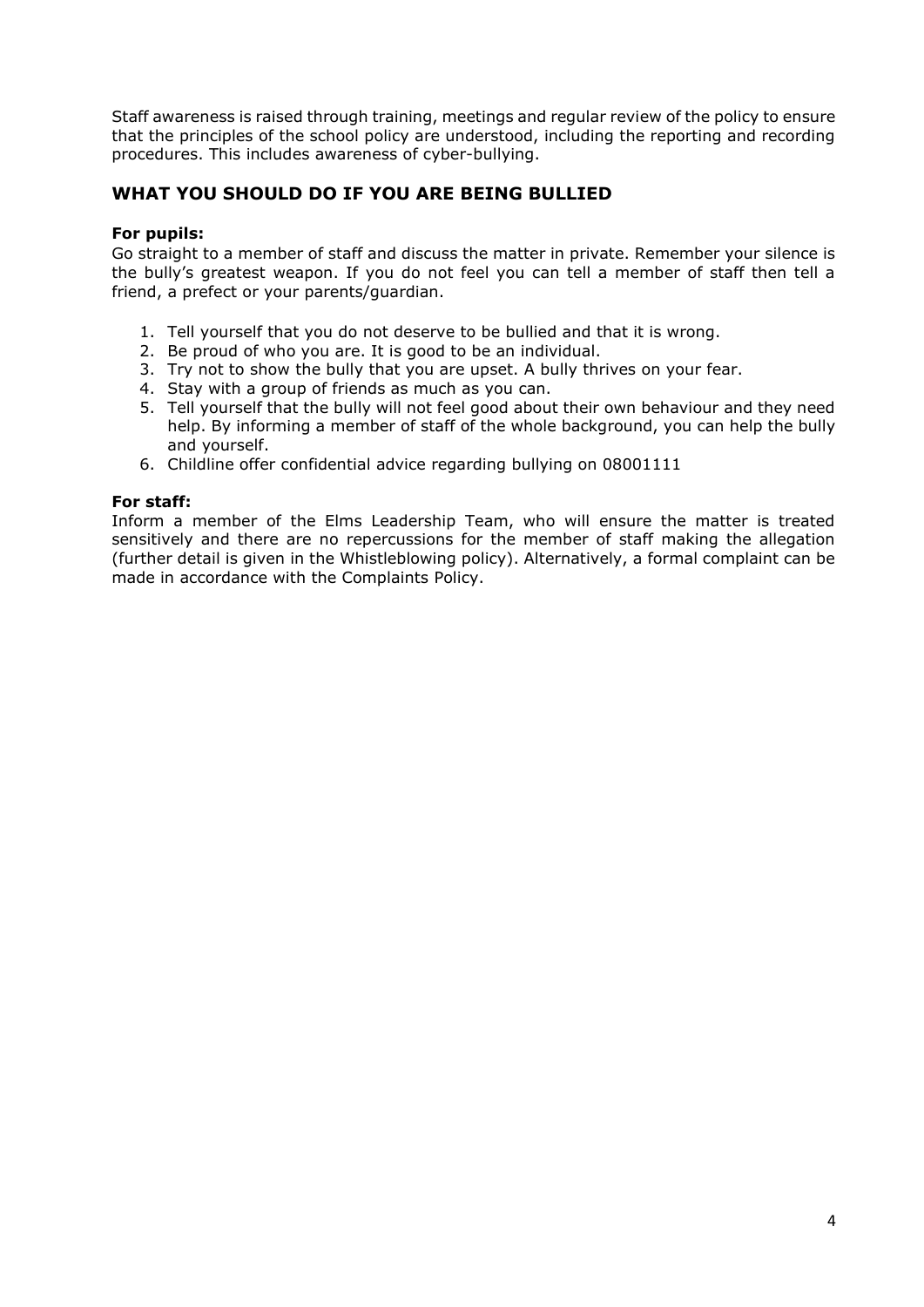Staff awareness is raised through training, meetings and regular review of the policy to ensure that the principles of the school policy are understood, including the reporting and recording procedures. This includes awareness of cyber-bullying.

## WHAT YOU SHOULD DO IF YOU ARE BEING BULLIED

**For pupils:**
Go straight to a member of staff and discuss the matter in private. Remember your silence is the bully's greatest weapon. If you do not feel you can tell a member of staff then tell a friend, a prefect or your parents/guardian.

1. Tell yourself that you do not deserve to be bullied and that it is wrong.
2. Be proud of who you are. It is good to be an individual.
3. Try not to show the bully that you are upset. A bully thrives on your fear.
4. Stay with a group of friends as much as you can.
5. Tell yourself that the bully will not feel good about their own behaviour and they need help. By informing a member of staff of the whole background, you can help the bully and yourself.
6. Childline offer confidential advice regarding bullying on 08001111

**For staff:**
Inform a member of the Elms Leadership Team, who will ensure the matter is treated sensitively and there are no repercussions for the member of staff making the allegation (further detail is given in the Whistleblowing policy). Alternatively, a formal complaint can be made in accordance with the Complaints Policy.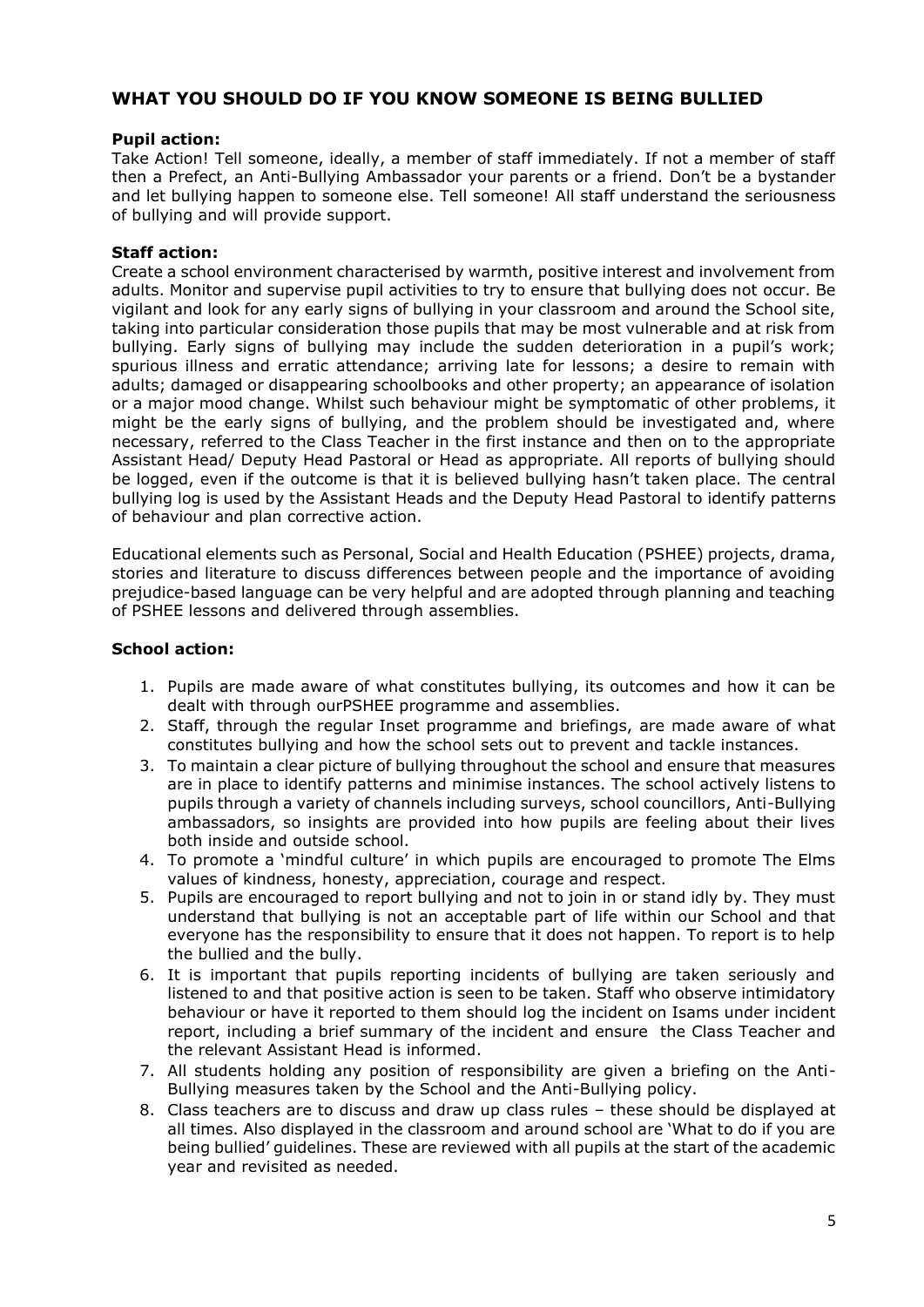## WHAT YOU SHOULD DO IF YOU KNOW SOMEONE IS BEING BULLIED

**Pupil action:**

Take Action! Tell someone, ideally, a member of staff immediately. If not a member of staff then a Prefect, an Anti-Bullying Ambassador your parents or a friend. Don't be a bystander and let bullying happen to someone else. Tell someone! All staff understand the seriousness of bullying and will provide support.

**Staff action:**

Create a school environment characterised by warmth, positive interest and involvement from adults. Monitor and supervise pupil activities to try to ensure that bullying does not occur. Be vigilant and look for any early signs of bullying in your classroom and around the School site, taking into particular consideration those pupils that may be most vulnerable and at risk from bullying. Early signs of bullying may include the sudden deterioration in a pupil's work; spurious illness and erratic attendance; arriving late for lessons; a desire to remain with adults; damaged or disappearing schoolbooks and other property; an appearance of isolation or a major mood change. Whilst such behaviour might be symptomatic of other problems, it might be the early signs of bullying, and the problem should be investigated and, where necessary, referred to the Class Teacher in the first instance and then on to the appropriate Assistant Head/ Deputy Head Pastoral or Head as appropriate. All reports of bullying should be logged, even if the outcome is that it is believed bullying hasn't taken place. The central bullying log is used by the Assistant Heads and the Deputy Head Pastoral to identify patterns of behaviour and plan corrective action.

Educational elements such as Personal, Social and Health Education (PSHEE) projects, drama, stories and literature to discuss differences between people and the importance of avoiding prejudice-based language can be very helpful and are adopted through planning and teaching of PSHEE lessons and delivered through assemblies.

**School action:**

1. Pupils are made aware of what constitutes bullying, its outcomes and how it can be dealt with through ourPSHEE programme and assemblies.
2. Staff, through the regular Inset programme and briefings, are made aware of what constitutes bullying and how the school sets out to prevent and tackle instances.
3. To maintain a clear picture of bullying throughout the school and ensure that measures are in place to identify patterns and minimise instances. The school actively listens to pupils through a variety of channels including surveys, school councillors, Anti-Bullying ambassadors, so insights are provided into how pupils are feeling about their lives both inside and outside school.
4. To promote a 'mindful culture' in which pupils are encouraged to promote The Elms values of kindness, honesty, appreciation, courage and respect.
5. Pupils are encouraged to report bullying and not to join in or stand idly by. They must understand that bullying is not an acceptable part of life within our School and that everyone has the responsibility to ensure that it does not happen. To report is to help the bullied and the bully.
6. It is important that pupils reporting incidents of bullying are taken seriously and listened to and that positive action is seen to be taken. Staff who observe intimidatory behaviour or have it reported to them should log the incident on Isams under incident report, including a brief summary of the incident and ensure the Class Teacher and the relevant Assistant Head is informed.
7. All students holding any position of responsibility are given a briefing on the Anti-Bullying measures taken by the School and the Anti-Bullying policy.
8. Class teachers are to discuss and draw up class rules – these should be displayed at all times. Also displayed in the classroom and around school are 'What to do if you are being bullied' guidelines. These are reviewed with all pupils at the start of the academic year and revisited as needed.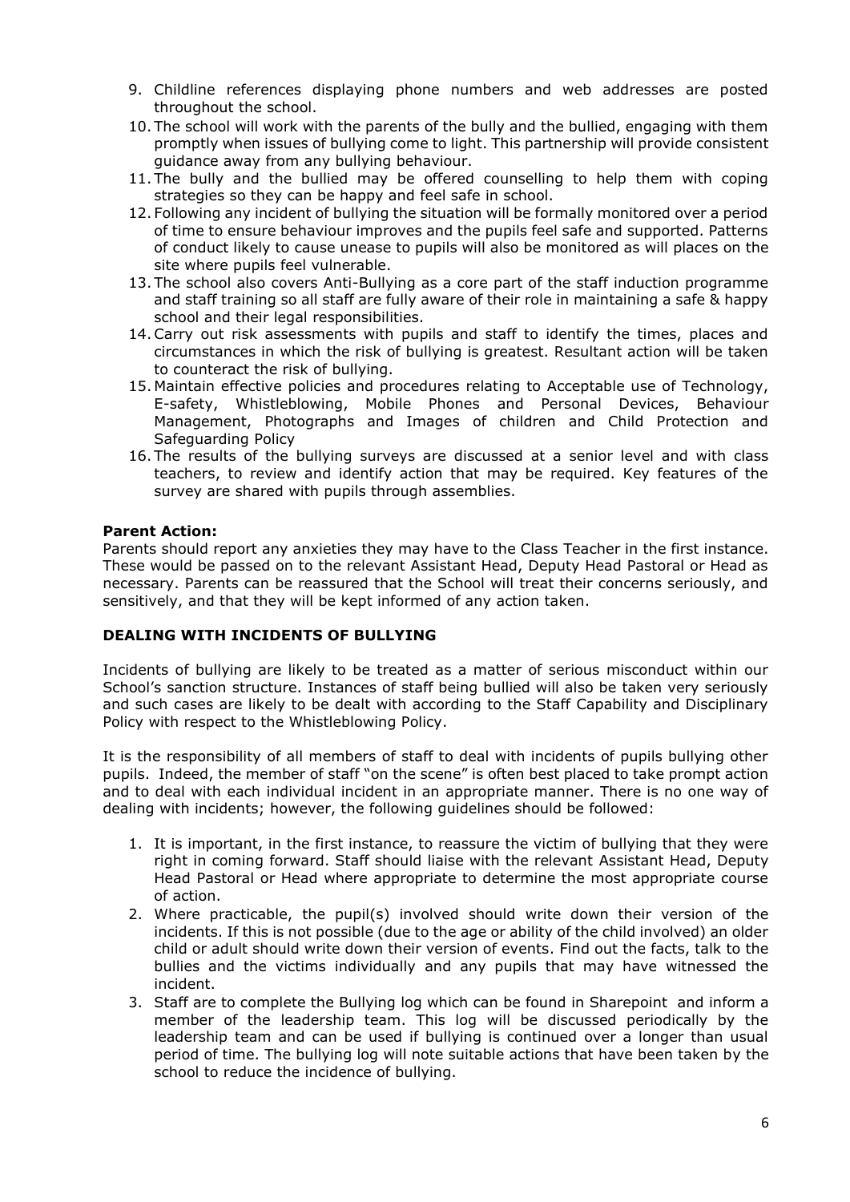9. Childline references displaying phone numbers and web addresses are posted throughout the school.
10. The school will work with the parents of the bully and the bullied, engaging with them promptly when issues of bullying come to light. This partnership will provide consistent guidance away from any bullying behaviour.
11. The bully and the bullied may be offered counselling to help them with coping strategies so they can be happy and feel safe in school.
12. Following any incident of bullying the situation will be formally monitored over a period of time to ensure behaviour improves and the pupils feel safe and supported. Patterns of conduct likely to cause unease to pupils will also be monitored as will places on the site where pupils feel vulnerable.
13. The school also covers Anti-Bullying as a core part of the staff induction programme and staff training so all staff are fully aware of their role in maintaining a safe & happy school and their legal responsibilities.
14. Carry out risk assessments with pupils and staff to identify the times, places and circumstances in which the risk of bullying is greatest. Resultant action will be taken to counteract the risk of bullying.
15. Maintain effective policies and procedures relating to Acceptable use of Technology, E-safety, Whistleblowing, Mobile Phones and Personal Devices, Behaviour Management, Photographs and Images of children and Child Protection and Safeguarding Policy
16. The results of the bullying surveys are discussed at a senior level and with class teachers, to review and identify action that may be required. Key features of the survey are shared with pupils through assemblies.

**Parent Action:**

Parents should report any anxieties they may have to the Class Teacher in the first instance. These would be passed on to the relevant Assistant Head, Deputy Head Pastoral or Head as necessary. Parents can be reassured that the School will treat their concerns seriously, and sensitively, and that they will be kept informed of any action taken.

### DEALING WITH INCIDENTS OF BULLYING

Incidents of bullying are likely to be treated as a matter of serious misconduct within our School's sanction structure. Instances of staff being bullied will also be taken very seriously and such cases are likely to be dealt with according to the Staff Capability and Disciplinary Policy with respect to the Whistleblowing Policy.

It is the responsibility of all members of staff to deal with incidents of pupils bullying other pupils. Indeed, the member of staff "on the scene" is often best placed to take prompt action and to deal with each individual incident in an appropriate manner. There is no one way of dealing with incidents; however, the following guidelines should be followed:

1. It is important, in the first instance, to reassure the victim of bullying that they were right in coming forward. Staff should liaise with the relevant Assistant Head, Deputy Head Pastoral or Head where appropriate to determine the most appropriate course of action.
2. Where practicable, the pupil(s) involved should write down their version of the incidents. If this is not possible (due to the age or ability of the child involved) an older child or adult should write down their version of events. Find out the facts, talk to the bullies and the victims individually and any pupils that may have witnessed the incident.
3. Staff are to complete the Bullying log which can be found in Sharepoint and inform a member of the leadership team. This log will be discussed periodically by the leadership team and can be used if bullying is continued over a longer than usual period of time. The bullying log will note suitable actions that have been taken by the school to reduce the incidence of bullying.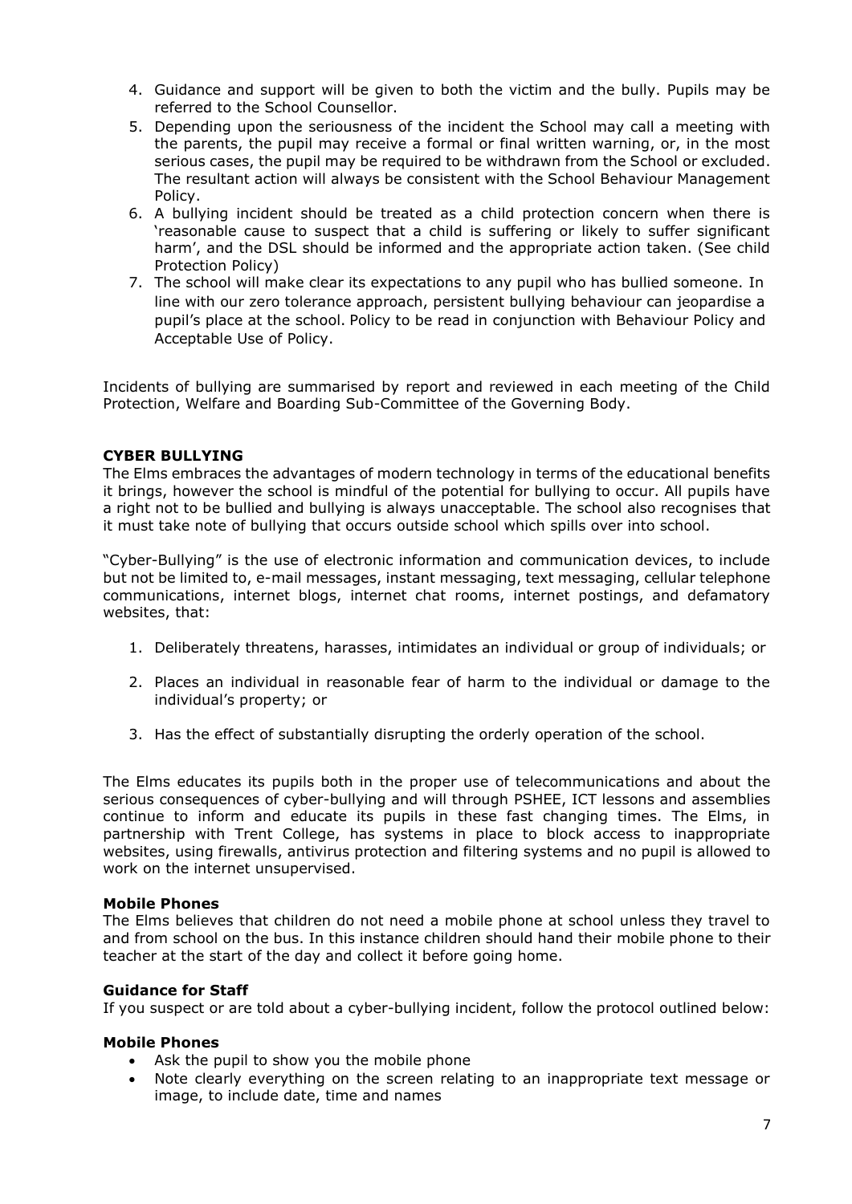4. Guidance and support will be given to both the victim and the bully. Pupils may be referred to the School Counsellor.
5. Depending upon the seriousness of the incident the School may call a meeting with the parents, the pupil may receive a formal or final written warning, or, in the most serious cases, the pupil may be required to be withdrawn from the School or excluded. The resultant action will always be consistent with the School Behaviour Management Policy.
6. A bullying incident should be treated as a child protection concern when there is 'reasonable cause to suspect that a child is suffering or likely to suffer significant harm', and the DSL should be informed and the appropriate action taken. (See child Protection Policy)
7. The school will make clear its expectations to any pupil who has bullied someone. In line with our zero tolerance approach, persistent bullying behaviour can jeopardise a pupil's place at the school. Policy to be read in conjunction with Behaviour Policy and Acceptable Use of Policy.

Incidents of bullying are summarised by report and reviewed in each meeting of the Child Protection, Welfare and Boarding Sub-Committee of the Governing Body.

## CYBER BULLYING

The Elms embraces the advantages of modern technology in terms of the educational benefits it brings, however the school is mindful of the potential for bullying to occur. All pupils have a right not to be bullied and bullying is always unacceptable. The school also recognises that it must take note of bullying that occurs outside school which spills over into school.

"Cyber-Bullying" is the use of electronic information and communication devices, to include but not be limited to, e-mail messages, instant messaging, text messaging, cellular telephone communications, internet blogs, internet chat rooms, internet postings, and defamatory websites, that:

1. Deliberately threatens, harasses, intimidates an individual or group of individuals; or
2. Places an individual in reasonable fear of harm to the individual or damage to the individual's property; or
3. Has the effect of substantially disrupting the orderly operation of the school.

The Elms educates its pupils both in the proper use of telecommunications and about the serious consequences of cyber-bullying and will through PSHEE, ICT lessons and assemblies continue to inform and educate its pupils in these fast changing times. The Elms, in partnership with Trent College, has systems in place to block access to inappropriate websites, using firewalls, antivirus protection and filtering systems and no pupil is allowed to work on the internet unsupervised.

### Mobile Phones

The Elms believes that children do not need a mobile phone at school unless they travel to and from school on the bus. In this instance children should hand their mobile phone to their teacher at the start of the day and collect it before going home.

### Guidance for Staff

If you suspect or are told about a cyber-bullying incident, follow the protocol outlined below:

### Mobile Phones

- Ask the pupil to show you the mobile phone
- Note clearly everything on the screen relating to an inappropriate text message or image, to include date, time and names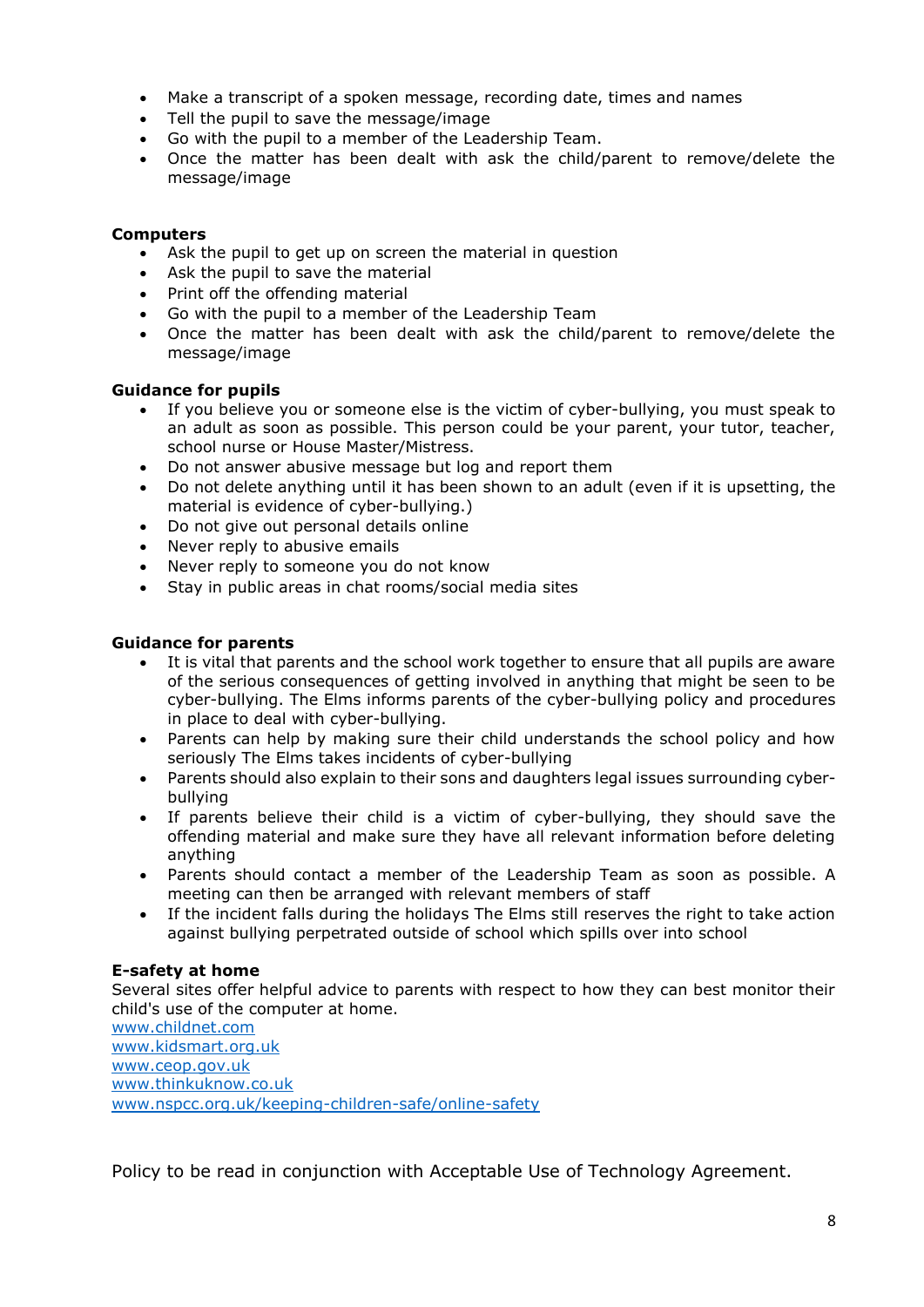- Make a transcript of a spoken message, recording date, times and names
- Tell the pupil to save the message/image
- Go with the pupil to a member of the Leadership Team.
- Once the matter has been dealt with ask the child/parent to remove/delete the message/image

**Computers**

- Ask the pupil to get up on screen the material in question
- Ask the pupil to save the material
- Print off the offending material
- Go with the pupil to a member of the Leadership Team
- Once the matter has been dealt with ask the child/parent to remove/delete the message/image

**Guidance for pupils**

- If you believe you or someone else is the victim of cyber-bullying, you must speak to an adult as soon as possible. This person could be your parent, your tutor, teacher, school nurse or House Master/Mistress.
- Do not answer abusive message but log and report them
- Do not delete anything until it has been shown to an adult (even if it is upsetting, the material is evidence of cyber-bullying.)
- Do not give out personal details online
- Never reply to abusive emails
- Never reply to someone you do not know
- Stay in public areas in chat rooms/social media sites

**Guidance for parents**

- It is vital that parents and the school work together to ensure that all pupils are aware of the serious consequences of getting involved in anything that might be seen to be cyber-bullying. The Elms informs parents of the cyber-bullying policy and procedures in place to deal with cyber-bullying.
- Parents can help by making sure their child understands the school policy and how seriously The Elms takes incidents of cyber-bullying
- Parents should also explain to their sons and daughters legal issues surrounding cyber-bullying
- If parents believe their child is a victim of cyber-bullying, they should save the offending material and make sure they have all relevant information before deleting anything
- Parents should contact a member of the Leadership Team as soon as possible. A meeting can then be arranged with relevant members of staff
- If the incident falls during the holidays The Elms still reserves the right to take action against bullying perpetrated outside of school which spills over into school

**E-safety at home**

Several sites offer helpful advice to parents with respect to how they can best monitor their child's use of the computer at home.
www.childnet.com
www.kidsmart.org.uk
www.ceop.gov.uk
www.thinkuknow.co.uk
www.nspcc.org.uk/keeping-children-safe/online-safety

Policy to be read in conjunction with Acceptable Use of Technology Agreement.